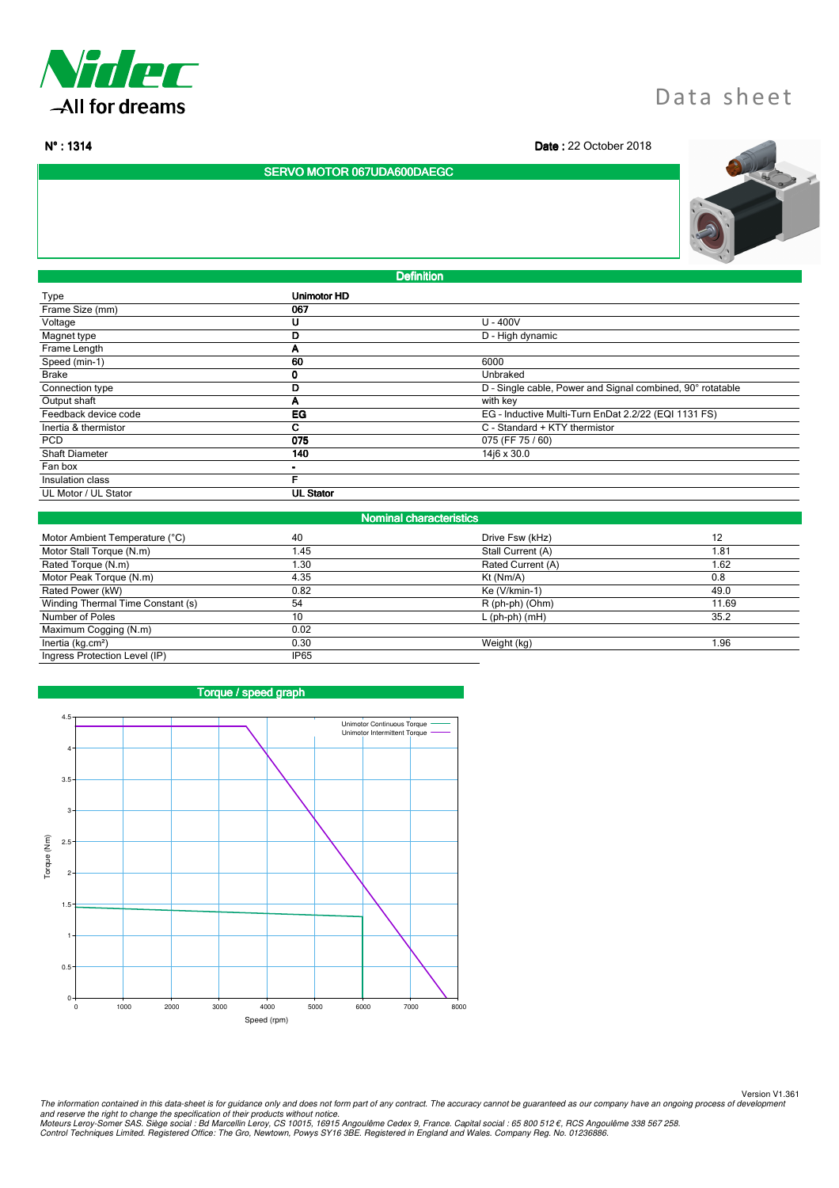Data sheet

**N° : 1314**

**Date :** 22 October 2018

## SERVO MOTOR 067UDA600DAEGC

## Definition

| | | |
|---|---|---|
| Type | **Unimotor HD** | |
| Frame Size (mm) | **067** | |
| Voltage | **U** | U - 400V |
| Magnet type | **D** | D - High dynamic |
| Frame Length | **A** | |
| Speed (min-1) | **60** | 6000 |
| Brake | **0** | Unbraked |
| Connection type | **D** | D - Single cable, Power and Signal combined, 90° rotatable |
| Output shaft | **A** | with key |
| Feedback device code | **EG** | EG - Inductive Multi-Turn EnDat 2.2/22 (EQI 1131 FS) |
| Inertia & thermistor | **C** | C - Standard + KTY thermistor |
| PCD | **075** | 075 (FF 75 / 60) |
| Shaft Diameter | **140** | 14j6 x 30.0 |
| Fan box | **-** | |
| Insulation class | **F** | |
| UL Motor / UL Stator | **UL Stator** | |

## Nominal characteristics

| | | | |
|---|---|---|---|
| Motor Ambient Temperature (°C) | 40 | Drive Fsw (kHz) | 12 |
| Motor Stall Torque (N.m) | 1.45 | Stall Current (A) | 1.81 |
| Rated Torque (N.m) | 1.30 | Rated Current (A) | 1.62 |
| Motor Peak Torque (N.m) | 4.35 | Kt (Nm/A) | 0.8 |
| Rated Power (kW) | 0.82 | Ke (V/kmin-1) | 49.0 |
| Winding Thermal Time Constant (s) | 54 | R (ph-ph) (Ohm) | 11.69 |
| Number of Poles | 10 | L (ph-ph) (mH) | 35.2 |
| Maximum Cogging (N.m) | 0.02 | | |
| Inertia (kg.cm²) | 0.30 | Weight (kg) | 1.96 |
| Ingress Protection Level (IP) | IP65 | | |

## Torque / speed graph

Version V1.361

*The information contained in this data-sheet is for guidance only and does not form part of any contract. The accuracy cannot be guaranteed as our company have an ongoing process of development and reserve the right to change the specification of their products without notice.*
*Moteurs Leroy-Somer SAS. Siège social : Bd Marcellin Leroy, CS 10015, 16915 Angoulême Cedex 9, France. Capital social : 65 800 512 €, RCS Angoulême 338 567 258.*
*Control Techniques Limited. Registered Office: The Gro, Newtown, Powys SY16 3BE. Registered in England and Wales. Company Reg. No. 01236886.*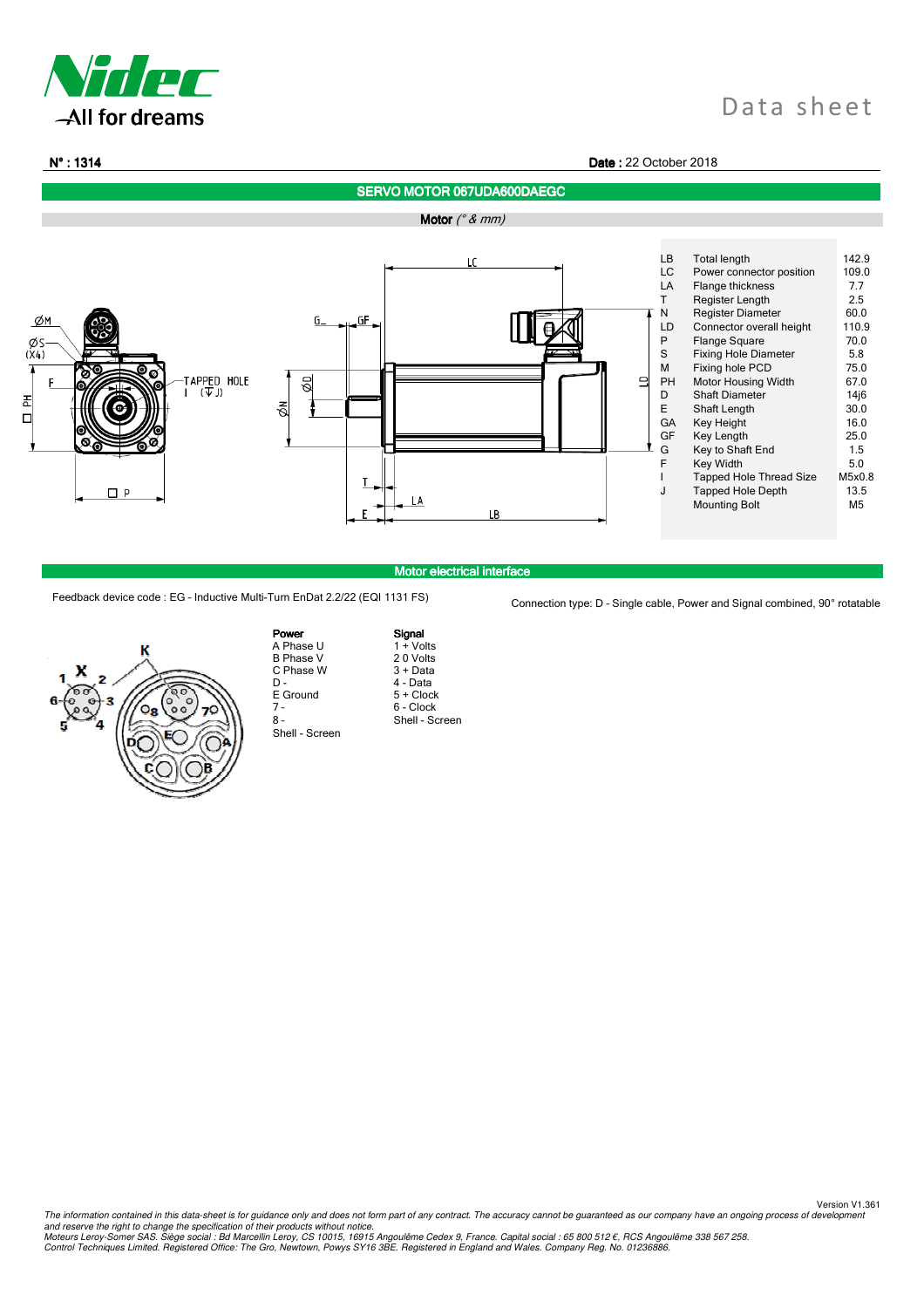Data sheet

**N° : 1314** **Date :** 22 October 2018

## SERVO MOTOR 067UDA600DAEGC

### Motor *(° & mm)*

| | | |
|---|---|---|
| LB | Total length | 142.9 |
| LC | Power connector position | 109.0 |
| LA | Flange thickness | 7.7 |
| T | Register Length | 2.5 |
| N | Register Diameter | 60.0 |
| LD | Connector overall height | 110.9 |
| P | Flange Square | 70.0 |
| S | Fixing Hole Diameter | 5.8 |
| M | Fixing hole PCD | 75.0 |
| PH | Motor Housing Width | 67.0 |
| D | Shaft Diameter | 14j6 |
| E | Shaft Length | 30.0 |
| GA | Key Height | 16.0 |
| GF | Key Length | 25.0 |
| G | Key to Shaft End | 1.5 |
| F | Key Width | 5.0 |
| I | Tapped Hole Thread Size | M5x0.8 |
| J | Tapped Hole Depth | 13.5 |
| | Mounting Bolt | M5 |

### Motor electrical interface

Feedback device code : EG - Inductive Multi-Turn EnDat 2.2/22 (EQI 1131 FS)

Connection type: D - Single cable, Power and Signal combined, 90° rotatable

| Power | Signal |
|---|---|
| A Phase U | 1 + Volts |
| B Phase V | 2 0 Volts |
| C Phase W | 3 + Data |
| D - | 4 - Data |
| E Ground | 5 + Clock |
| 7 - | 6 - Clock |
| 8 - | Shell - Screen |
| Shell - Screen | |

Version V1.361

*The information contained in this data-sheet is for guidance only and does not form part of any contract. The accuracy cannot be guaranteed as our company have an ongoing process of development and reserve the right to change the specification of their products without notice.*
*Moteurs Leroy-Somer SAS. Siège social : Bd Marcellin Leroy, CS 10015, 16915 Angoulême Cedex 9, France. Capital social : 65 800 512 €, RCS Angoulême 338 567 258.*
*Control Techniques Limited. Registered Office: The Gro, Newtown, Powys SY16 3BE. Registered in England and Wales. Company Reg. No. 01236886.*